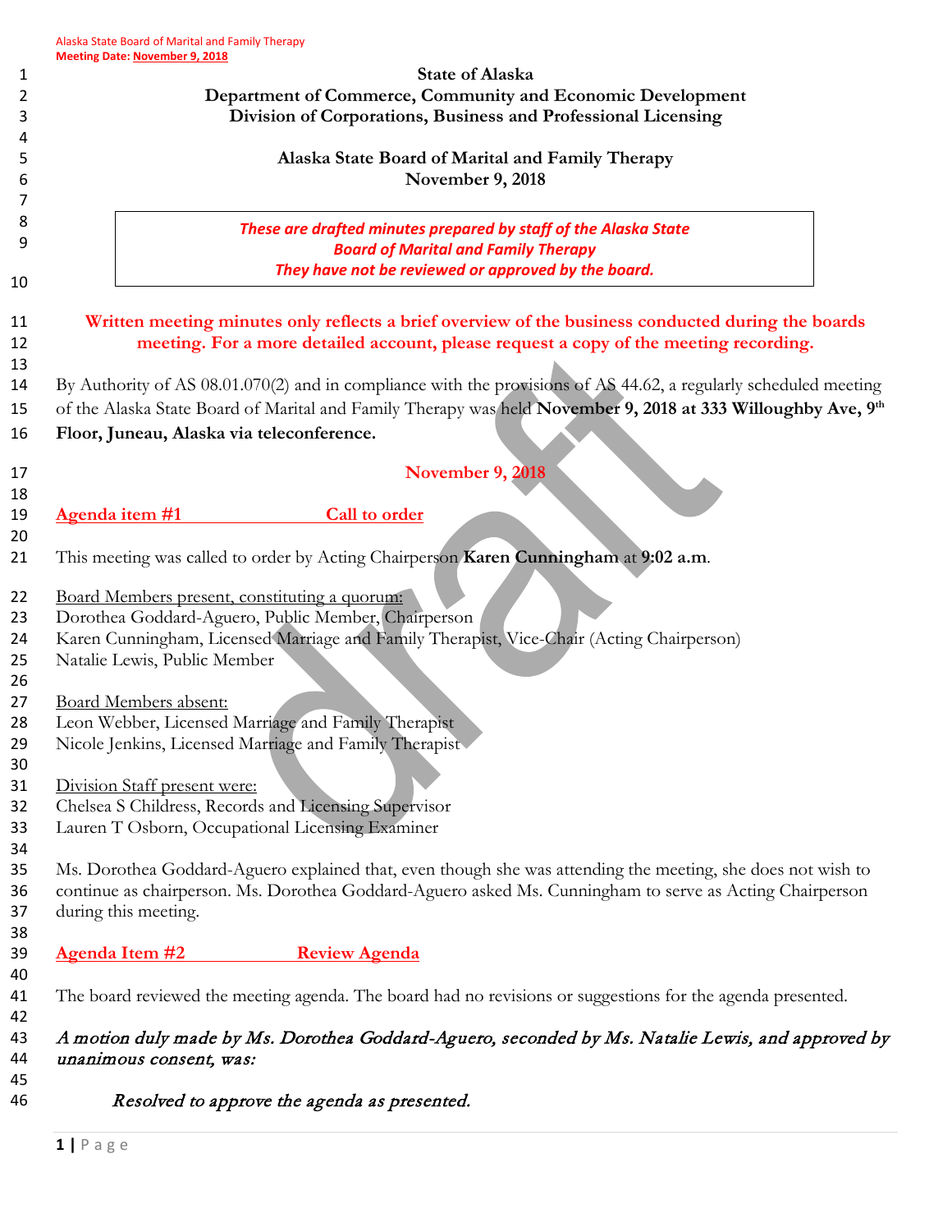**State of Alaska**
**Department of Commerce, Community and Economic Development**
**Division of Corporations, Business and Professional Licensing**

**Alaska State Board of Marital and Family Therapy**
**November 9, 2018**

> ***These are drafted minutes prepared by staff of the Alaska State Board of Marital and Family Therapy***
> ***They have not be reviewed or approved by the board.***

**Written meeting minutes only reflects a brief overview of the business conducted during the boards meeting. For a more detailed account, please request a copy of the meeting recording.**

By Authority of AS 08.01.070(2) and in compliance with the provisions of AS 44.62, a regularly scheduled meeting of the Alaska State Board of Marital and Family Therapy was held **November 9, 2018 at 333 Willoughby Ave, 9th Floor, Juneau, Alaska via teleconference.**

## November 9, 2018

## Agenda item #1 Call to order

This meeting was called to order by Acting Chairperson **Karen Cunningham** at **9:02 a.m**.

Board Members present, constituting a quorum:
Dorothea Goddard-Aguero, Public Member, Chairperson
Karen Cunningham, Licensed Marriage and Family Therapist, Vice-Chair (Acting Chairperson)
Natalie Lewis, Public Member

Board Members absent:
Leon Webber, Licensed Marriage and Family Therapist
Nicole Jenkins, Licensed Marriage and Family Therapist

Division Staff present were:
Chelsea S Childress, Records and Licensing Supervisor
Lauren T Osborn, Occupational Licensing Examiner

Ms. Dorothea Goddard-Aguero explained that, even though she was attending the meeting, she does not wish to continue as chairperson. Ms. Dorothea Goddard-Aguero asked Ms. Cunningham to serve as Acting Chairperson during this meeting.

## Agenda Item #2 Review Agenda

The board reviewed the meeting agenda. The board had no revisions or suggestions for the agenda presented.

*A motion duly made by Ms. Dorothea Goddard-Aguero, seconded by Ms. Natalie Lewis, and approved by unanimous consent, was:*

> *Resolved to approve the agenda as presented.*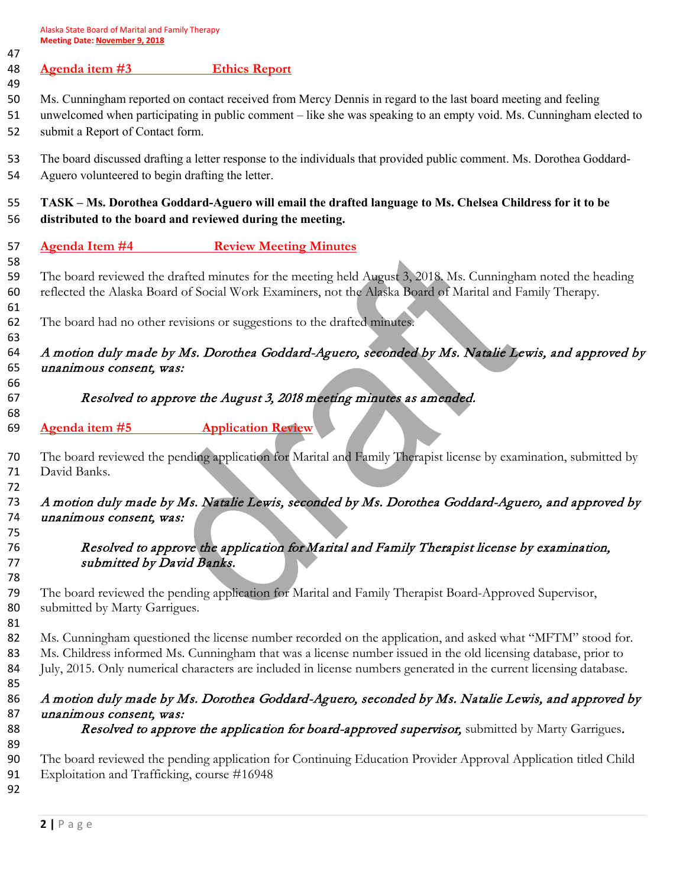## Agenda item #3 Ethics Report

Ms. Cunningham reported on contact received from Mercy Dennis in regard to the last board meeting and feeling unwelcomed when participating in public comment – like she was speaking to an empty void. Ms. Cunningham elected to submit a Report of Contact form.

The board discussed drafting a letter response to the individuals that provided public comment. Ms. Dorothea Goddard-Aguero volunteered to begin drafting the letter.

**TASK – Ms. Dorothea Goddard-Aguero will email the drafted language to Ms. Chelsea Childress for it to be distributed to the board and reviewed during the meeting.**

## Agenda Item #4 Review Meeting Minutes

The board reviewed the drafted minutes for the meeting held August 3, 2018. Ms. Cunningham noted the heading reflected the Alaska Board of Social Work Examiners, not the Alaska Board of Marital and Family Therapy.

The board had no other revisions or suggestions to the drafted minutes.

*A motion duly made by Ms. Dorothea Goddard-Aguero, seconded by Ms. Natalie Lewis, and approved by unanimous consent, was:*

> *Resolved to approve the August 3, 2018 meeting minutes as amended.*

## Agenda item #5 Application Review

The board reviewed the pending application for Marital and Family Therapist license by examination, submitted by David Banks.

*A motion duly made by Ms. Natalie Lewis, seconded by Ms. Dorothea Goddard-Aguero, and approved by unanimous consent, was:*

> *Resolved to approve the application for Marital and Family Therapist license by examination, submitted by David Banks.*

The board reviewed the pending application for Marital and Family Therapist Board-Approved Supervisor, submitted by Marty Garrigues.

Ms. Cunningham questioned the license number recorded on the application, and asked what "MFTM" stood for. Ms. Childress informed Ms. Cunningham that was a license number issued in the old licensing database, prior to July, 2015. Only numerical characters are included in license numbers generated in the current licensing database.

*A motion duly made by Ms. Dorothea Goddard-Aguero, seconded by Ms. Natalie Lewis, and approved by unanimous consent, was:*

> *Resolved to approve the application for board-approved supervisor,* submitted by Marty Garrigues*.*

The board reviewed the pending application for Continuing Education Provider Approval Application titled Child Exploitation and Trafficking, course #16948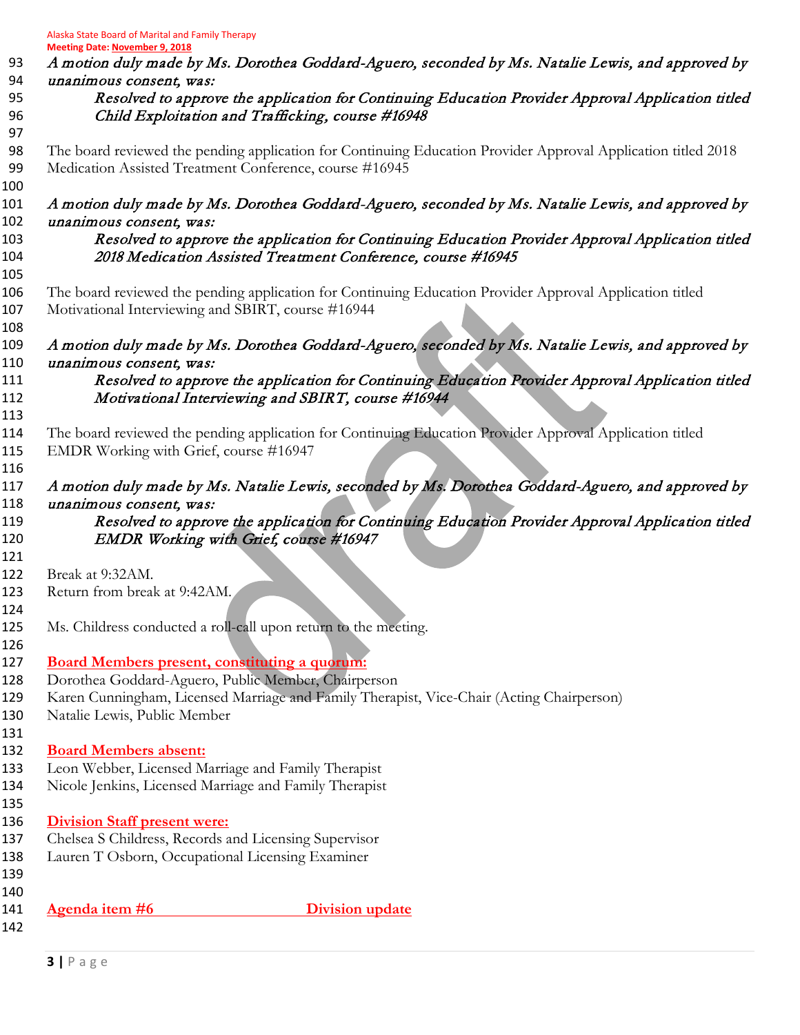*A motion duly made by Ms. Dorothea Goddard-Aguero, seconded by Ms. Natalie Lewis, and approved by unanimous consent, was:*

> *Resolved to approve the application for Continuing Education Provider Approval Application titled Child Exploitation and Trafficking, course #16948*

The board reviewed the pending application for Continuing Education Provider Approval Application titled 2018 Medication Assisted Treatment Conference, course #16945

*A motion duly made by Ms. Dorothea Goddard-Aguero, seconded by Ms. Natalie Lewis, and approved by unanimous consent, was:*

> *Resolved to approve the application for Continuing Education Provider Approval Application titled 2018 Medication Assisted Treatment Conference, course #16945*

The board reviewed the pending application for Continuing Education Provider Approval Application titled Motivational Interviewing and SBIRT, course #16944

*A motion duly made by Ms. Dorothea Goddard-Aguero, seconded by Ms. Natalie Lewis, and approved by unanimous consent, was:*

> *Resolved to approve the application for Continuing Education Provider Approval Application titled Motivational Interviewing and SBIRT, course #16944*

The board reviewed the pending application for Continuing Education Provider Approval Application titled EMDR Working with Grief, course #16947

*A motion duly made by Ms. Natalie Lewis, seconded by Ms. Dorothea Goddard-Aguero, and approved by unanimous consent, was:*

> *Resolved to approve the application for Continuing Education Provider Approval Application titled EMDR Working with Grief, course #16947*

Break at 9:32AM.
Return from break at 9:42AM.

Ms. Childress conducted a roll-call upon return to the meeting.

**Board Members present, constituting a quorum:**

Dorothea Goddard-Aguero, Public Member, Chairperson
Karen Cunningham, Licensed Marriage and Family Therapist, Vice-Chair (Acting Chairperson)
Natalie Lewis, Public Member

**Board Members absent:**

Leon Webber, Licensed Marriage and Family Therapist
Nicole Jenkins, Licensed Marriage and Family Therapist

**Division Staff present were:**

Chelsea S Childress, Records and Licensing Supervisor
Lauren T Osborn, Occupational Licensing Examiner

## Agenda item #6 Division update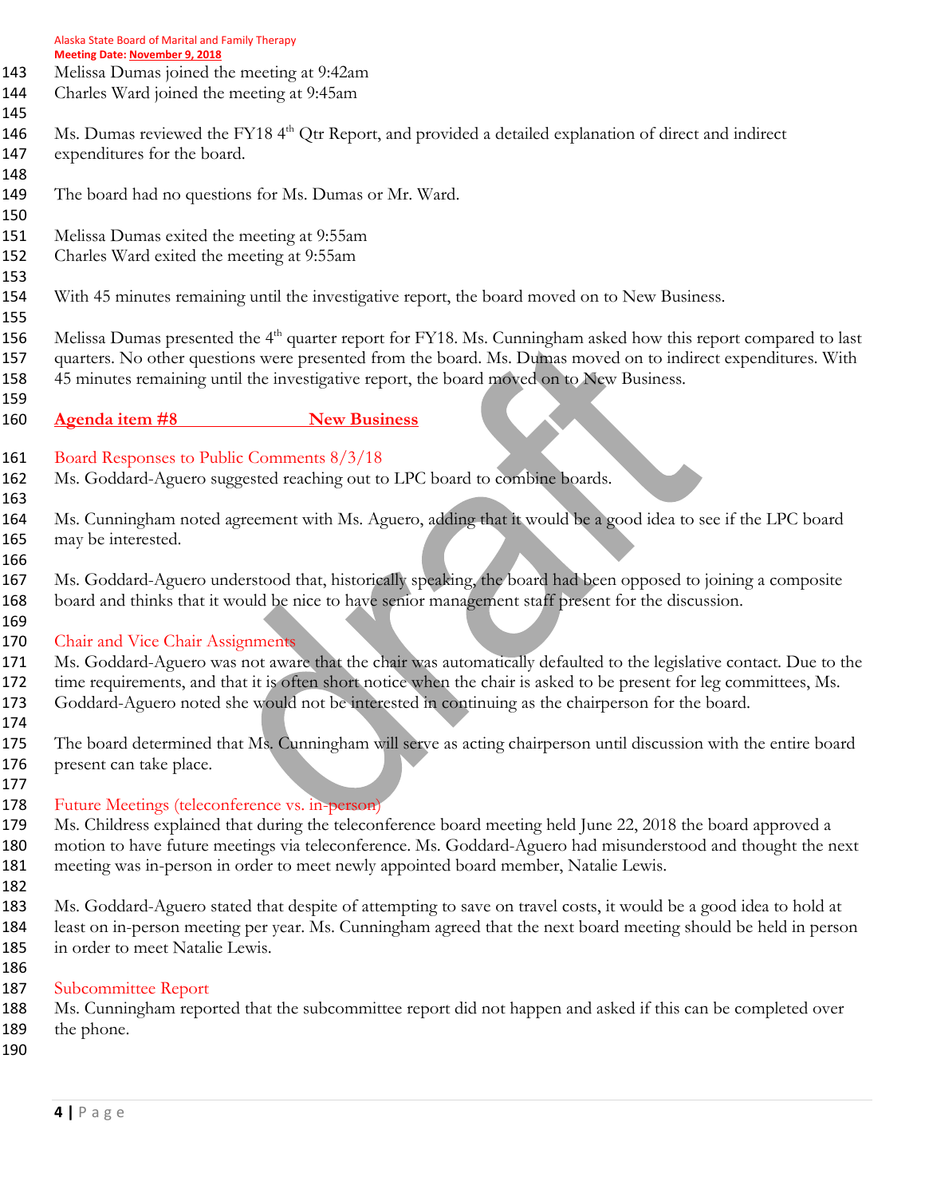Melissa Dumas joined the meeting at 9:42am
Charles Ward joined the meeting at 9:45am

Ms. Dumas reviewed the FY18 4th Qtr Report, and provided a detailed explanation of direct and indirect expenditures for the board.

The board had no questions for Ms. Dumas or Mr. Ward.

Melissa Dumas exited the meeting at 9:55am
Charles Ward exited the meeting at 9:55am

With 45 minutes remaining until the investigative report, the board moved on to New Business.

Melissa Dumas presented the 4th quarter report for FY18. Ms. Cunningham asked how this report compared to last quarters. No other questions were presented from the board. Ms. Dumas moved on to indirect expenditures. With 45 minutes remaining until the investigative report, the board moved on to New Business.

## Agenda item #8 New Business

### Board Responses to Public Comments 8/3/18

Ms. Goddard-Aguero suggested reaching out to LPC board to combine boards.

Ms. Cunningham noted agreement with Ms. Aguero, adding that it would be a good idea to see if the LPC board may be interested.

Ms. Goddard-Aguero understood that, historically speaking, the board had been opposed to joining a composite board and thinks that it would be nice to have senior management staff present for the discussion.

### Chair and Vice Chair Assignments

Ms. Goddard-Aguero was not aware that the chair was automatically defaulted to the legislative contact. Due to the time requirements, and that it is often short notice when the chair is asked to be present for leg committees, Ms. Goddard-Aguero noted she would not be interested in continuing as the chairperson for the board.

The board determined that Ms. Cunningham will serve as acting chairperson until discussion with the entire board present can take place.

### Future Meetings (teleconference vs. in-person)

Ms. Childress explained that during the teleconference board meeting held June 22, 2018 the board approved a motion to have future meetings via teleconference. Ms. Goddard-Aguero had misunderstood and thought the next meeting was in-person in order to meet newly appointed board member, Natalie Lewis.

Ms. Goddard-Aguero stated that despite of attempting to save on travel costs, it would be a good idea to hold at least on in-person meeting per year. Ms. Cunningham agreed that the next board meeting should be held in person in order to meet Natalie Lewis.

### Subcommittee Report

Ms. Cunningham reported that the subcommittee report did not happen and asked if this can be completed over the phone.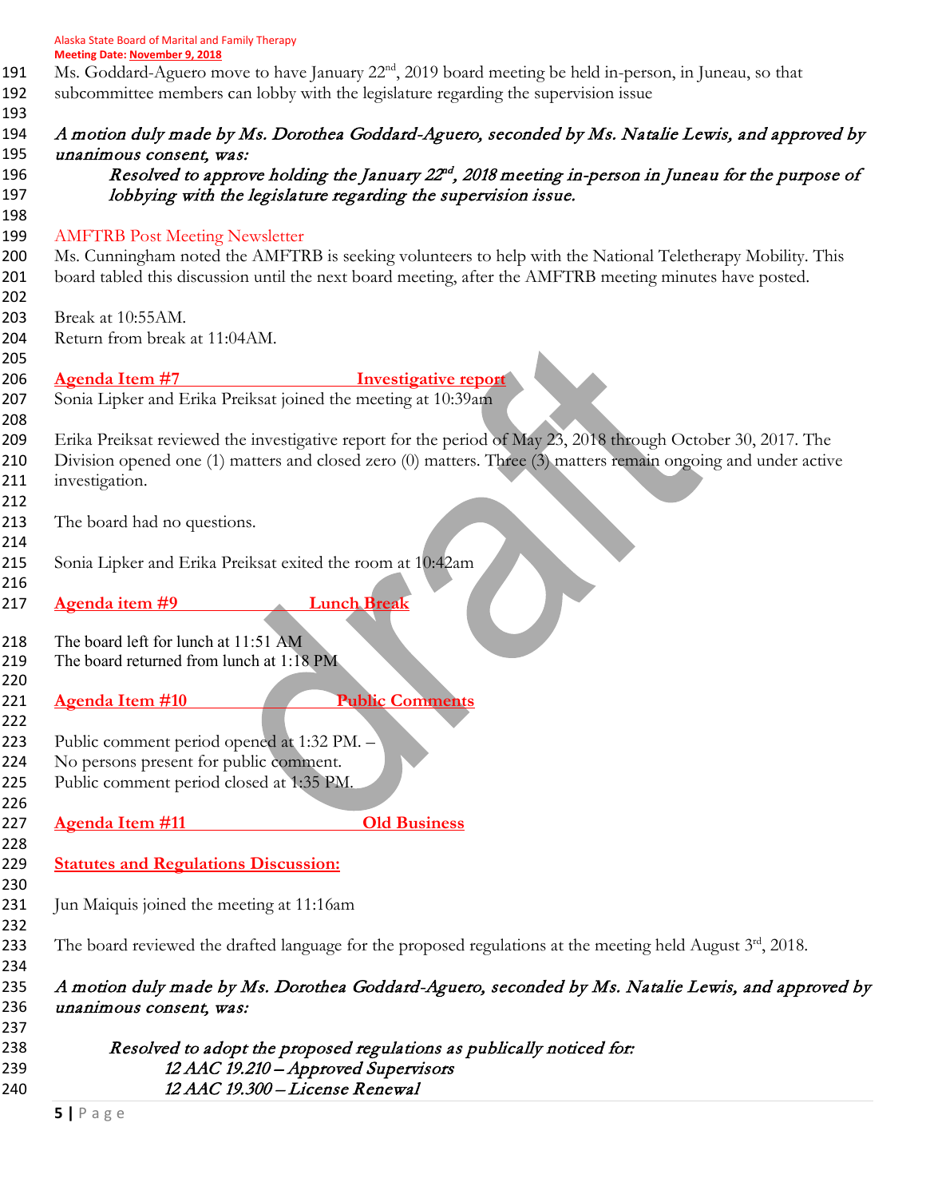Ms. Goddard-Aguero move to have January 22nd, 2019 board meeting be held in-person, in Juneau, so that subcommittee members can lobby with the legislature regarding the supervision issue

*A motion duly made by Ms. Dorothea Goddard-Aguero, seconded by Ms. Natalie Lewis, and approved by unanimous consent, was:*

> *Resolved to approve holding the January 22nd, 2018 meeting in-person in Juneau for the purpose of lobbying with the legislature regarding the supervision issue.*

AMFTRB Post Meeting Newsletter

Ms. Cunningham noted the AMFTRB is seeking volunteers to help with the National Teletherapy Mobility. This board tabled this discussion until the next board meeting, after the AMFTRB meeting minutes have posted.

Break at 10:55AM.
Return from break at 11:04AM.

## Agenda Item #7 Investigative report

Sonia Lipker and Erika Preiksat joined the meeting at 10:39am

Erika Preiksat reviewed the investigative report for the period of May 23, 2018 through October 30, 2017. The Division opened one (1) matters and closed zero (0) matters. Three (3) matters remain ongoing and under active investigation.

The board had no questions.

Sonia Lipker and Erika Preiksat exited the room at 10:42am

## Agenda item #9 Lunch Break

The board left for lunch at 11:51 AM
The board returned from lunch at 1:18 PM

## Agenda Item #10 Public Comments

Public comment period opened at 1:32 PM. –
No persons present for public comment.
Public comment period closed at 1:35 PM.

## Agenda Item #11 Old Business

### Statutes and Regulations Discussion:

Jun Maiquis joined the meeting at 11:16am

The board reviewed the drafted language for the proposed regulations at the meeting held August 3rd, 2018.

*A motion duly made by Ms. Dorothea Goddard-Aguero, seconded by Ms. Natalie Lewis, and approved by unanimous consent, was:*

> *Resolved to adopt the proposed regulations as publically noticed for:*
> *12 AAC 19.210 – Approved Supervisors*
> *12 AAC 19.300 – License Renewal*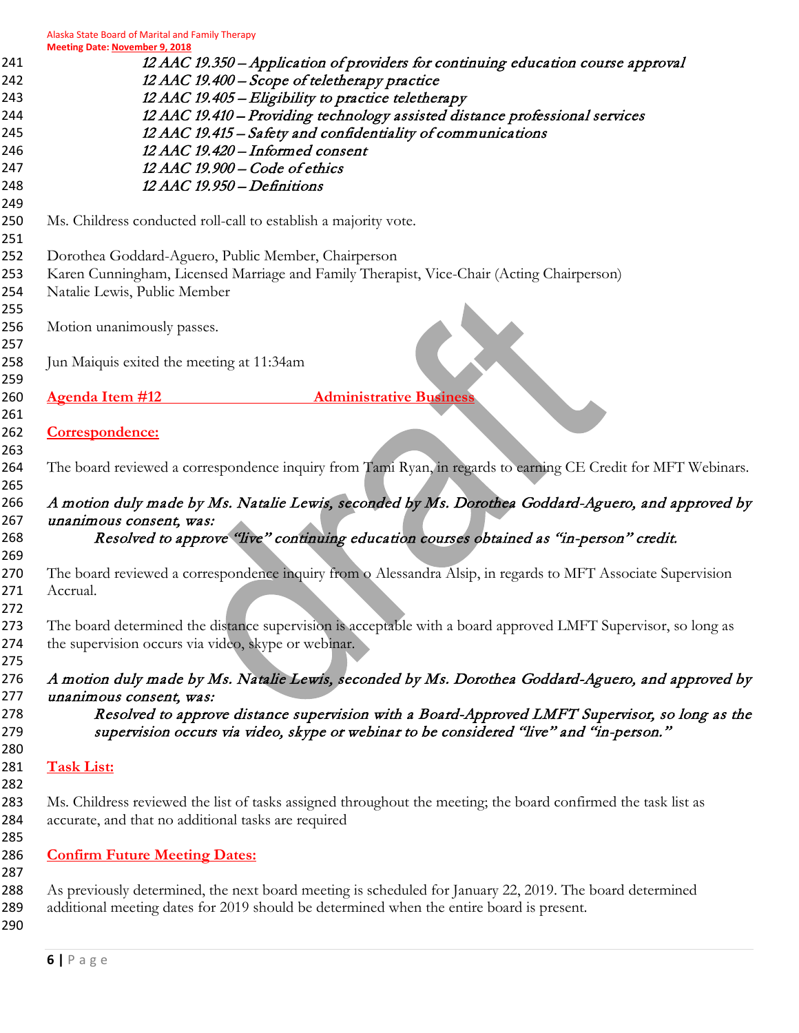*12 AAC 19.350 – Application of providers for continuing education course approval*
*12 AAC 19.400 – Scope of teletherapy practice*
*12 AAC 19.405 – Eligibility to practice teletherapy*
*12 AAC 19.410 – Providing technology assisted distance professional services*
*12 AAC 19.415 – Safety and confidentiality of communications*
*12 AAC 19.420 – Informed consent*
*12 AAC 19.900 – Code of ethics*
*12 AAC 19.950 – Definitions*

Ms. Childress conducted roll-call to establish a majority vote.

Dorothea Goddard-Aguero, Public Member, Chairperson
Karen Cunningham, Licensed Marriage and Family Therapist, Vice-Chair (Acting Chairperson)
Natalie Lewis, Public Member

Motion unanimously passes.

Jun Maiquis exited the meeting at 11:34am

## Agenda Item #12 Administrative Business

### Correspondence:

The board reviewed a correspondence inquiry from Tami Ryan, in regards to earning CE Credit for MFT Webinars.

*A motion duly made by Ms. Natalie Lewis, seconded by Ms. Dorothea Goddard-Aguero, and approved by unanimous consent, was:*

> *Resolved to approve "live" continuing education courses obtained as "in-person" credit.*

The board reviewed a correspondence inquiry from o Alessandra Alsip, in regards to MFT Associate Supervision Accrual.

The board determined the distance supervision is acceptable with a board approved LMFT Supervisor, so long as the supervision occurs via video, skype or webinar.

*A motion duly made by Ms. Natalie Lewis, seconded by Ms. Dorothea Goddard-Aguero, and approved by unanimous consent, was:*

> *Resolved to approve distance supervision with a Board-Approved LMFT Supervisor, so long as the supervision occurs via video, skype or webinar to be considered "live" and "in-person."*

### Task List:

Ms. Childress reviewed the list of tasks assigned throughout the meeting; the board confirmed the task list as accurate, and that no additional tasks are required

### Confirm Future Meeting Dates:

As previously determined, the next board meeting is scheduled for January 22, 2019. The board determined additional meeting dates for 2019 should be determined when the entire board is present.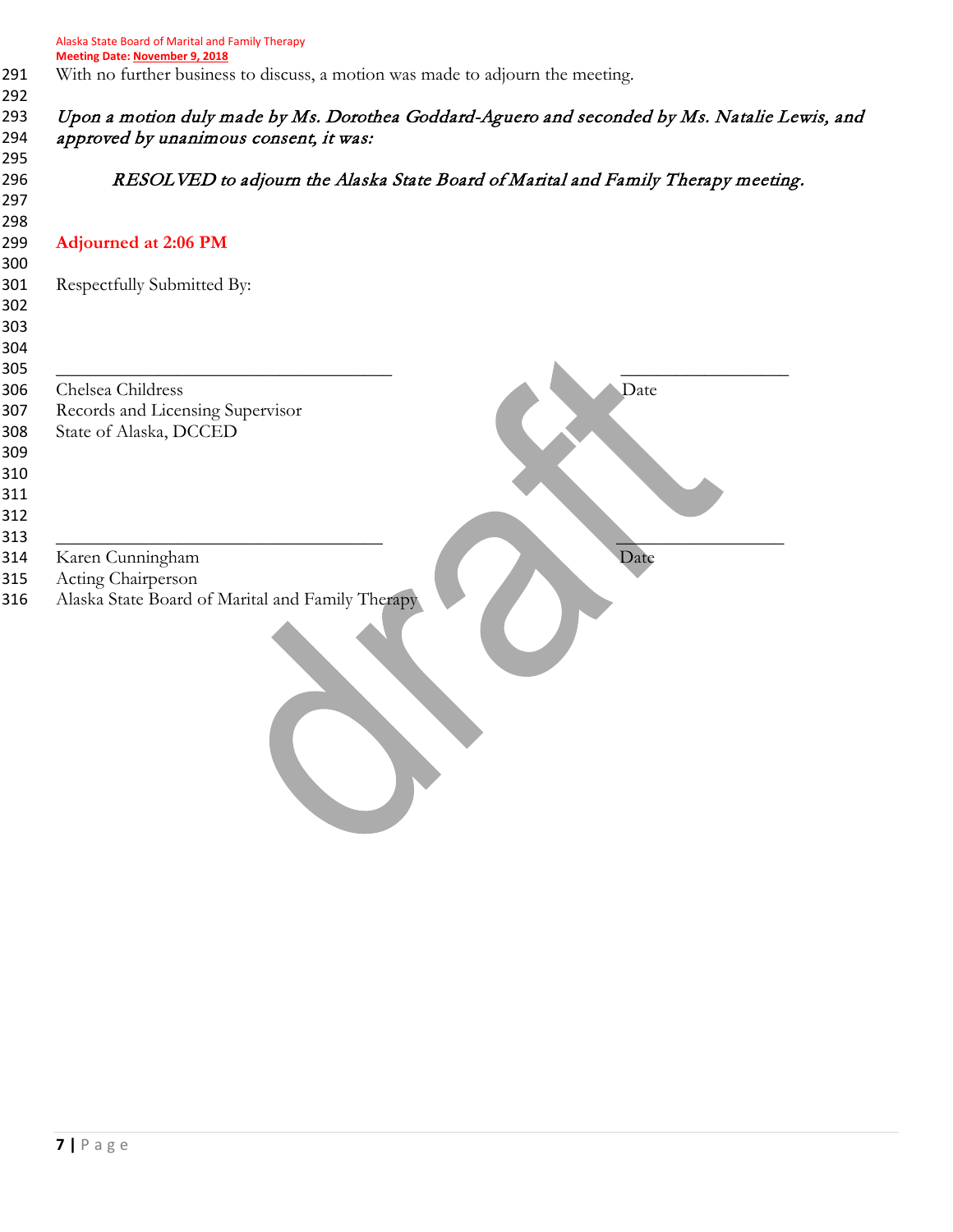With no further business to discuss, a motion was made to adjourn the meeting.

*Upon a motion duly made by Ms. Dorothea Goddard-Aguero and seconded by Ms. Natalie Lewis, and approved by unanimous consent, it was:*

*RESOLVED to adjourn the Alaska State Board of Marital and Family Therapy meeting.*

**Adjourned at 2:06 PM**

Respectfully Submitted By:

_______________________________________ &nbsp;&nbsp;&nbsp;&nbsp; ____________________

Chelsea Childress &nbsp;&nbsp;&nbsp;&nbsp; Date
Records and Licensing Supervisor
State of Alaska, DCCED

_______________________________________ &nbsp;&nbsp;&nbsp;&nbsp; ____________________

Karen Cunningham &nbsp;&nbsp;&nbsp;&nbsp; Date
Acting Chairperson
Alaska State Board of Marital and Family Therapy